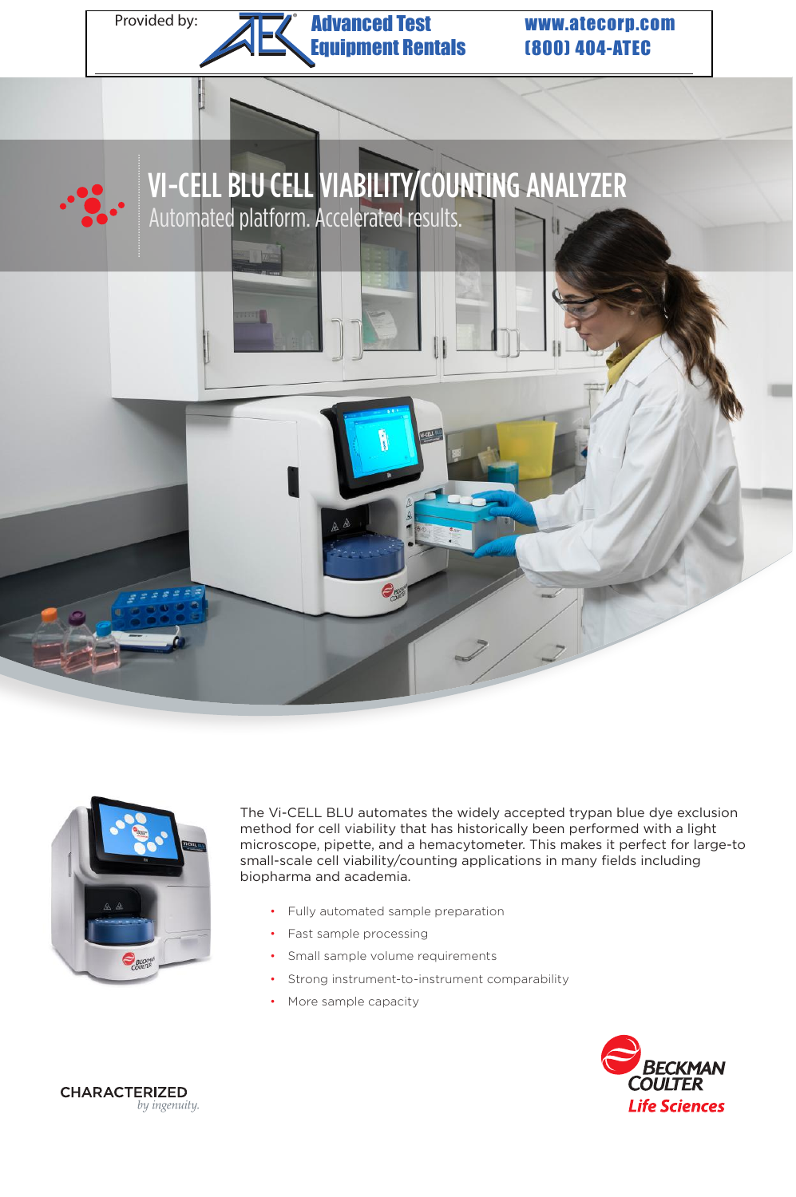Provided by: Advanced Test Equipment Rentals www.atecorp.com (800) 404-ATEC

# VI-CELL BLU CELL VIABILITY/COUNTING ANALYZER

## Automated platform. Accelerated results.

The Vi-CELL BLU automates the widely accepted trypan blue dye exclusion method for cell viability that has historically been performed with a light microscope, pipette, and a hemacytometer. This makes it perfect for large-to small-scale cell viability/counting applications in many fields including biopharma and academia.

- Fully automated sample preparation
- Fast sample processing
- Small sample volume requirements
- Strong instrument-to-instrument comparability
- More sample capacity

CHARACTERIZED *by ingenuity.*

BECKMAN COULTER *Life Sciences*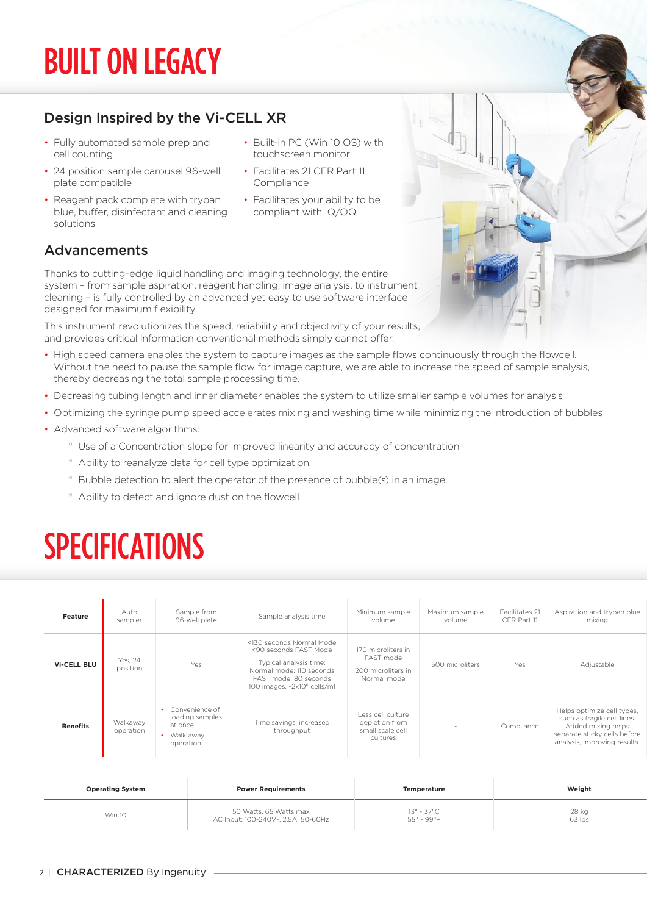# BUILT ON LEGACY

## Design Inspired by the Vi-CELL XR

- Fully automated sample prep and cell counting
- 24 position sample carousel 96-well plate compatible
- Reagent pack complete with trypan blue, buffer, disinfectant and cleaning solutions
- Built-in PC (Win 10 OS) with touchscreen monitor
- Facilitates 21 CFR Part 11 Compliance
- Facilitates your ability to be compliant with IQ/OQ

## Advancements

Thanks to cutting-edge liquid handling and imaging technology, the entire system – from sample aspiration, reagent handling, image analysis, to instrument cleaning – is fully controlled by an advanced yet easy to use software interface designed for maximum flexibility.

This instrument revolutionizes the speed, reliability and objectivity of your results, and provides critical information conventional methods simply cannot offer.

- High speed camera enables the system to capture images as the sample flows continuously through the flowcell. Without the need to pause the sample flow for image capture, we are able to increase the speed of sample analysis, thereby decreasing the total sample processing time.
- Decreasing tubing length and inner diameter enables the system to utilize smaller sample volumes for analysis
- Optimizing the syringe pump speed accelerates mixing and washing time while minimizing the introduction of bubbles
- Advanced software algorithms:
  - Use of a Concentration slope for improved linearity and accuracy of concentration
  - Ability to reanalyze data for cell type optimization
  - Bubble detection to alert the operator of the presence of bubble(s) in an image.
  - Ability to detect and ignore dust on the flowcell

# SPECIFICATIONS

| Feature | Auto sampler | Sample from 96-well plate | Sample analysis time | Minimum sample volume | Maximum sample volume | Facilitates 21 CFR Part 11 | Aspiration and trypan blue mixing |
|---|---|---|---|---|---|---|---|
| **Vi-CELL BLU** | Yes, 24 position | Yes | <130 seconds Normal Mode<br><90 seconds FAST Mode<br>Typical analysis time: Normal mode: 110 seconds FAST mode: 80 seconds 100 images, ~2x10$^6$ cells/ml | 170 microliters in FAST mode<br>200 microliters in Normal mode | 500 microliters | Yes | Adjustable |
| **Benefits** | Walkaway operation | • Convenience of loading samples at once<br>• Walk away operation | Time savings, increased throughput | Less cell culture depletion from small scale cell cultures | - | Compliance | Helps optimize cell types, such as fragile cell lines. Added mixing helps separate sticky cells before analysis, improving results. |

| Operating System | Power Requirements | Temperature | Weight |
|---|---|---|---|
| Win 10 | 50 Watts, 65 Watts max<br>AC Input: 100-240V~, 2.5A, 50-60Hz | 13° - 37°C<br>55° - 99°F | 28 kg<br>63 lbs |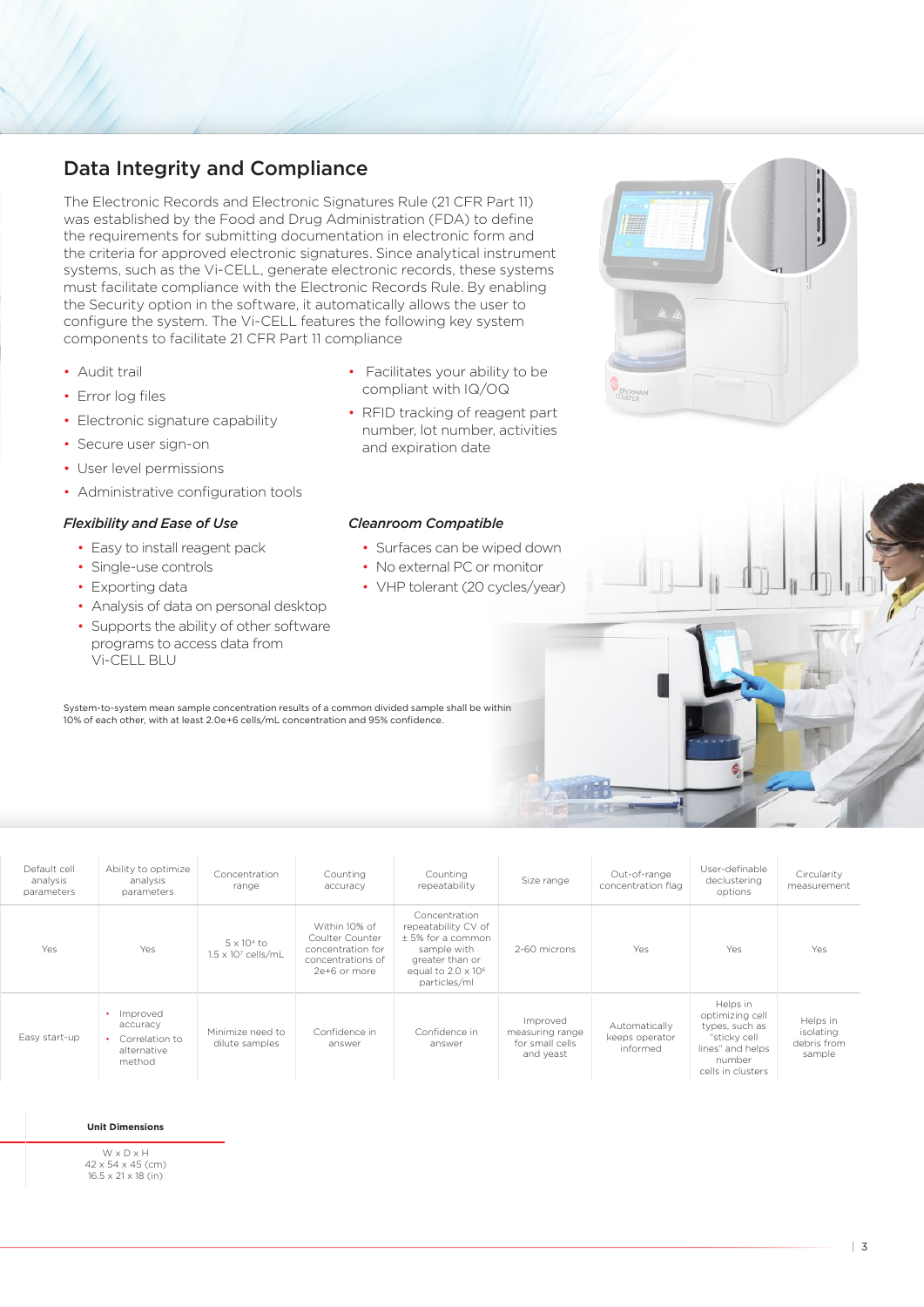## Data Integrity and Compliance

The Electronic Records and Electronic Signatures Rule (21 CFR Part 11) was established by the Food and Drug Administration (FDA) to define the requirements for submitting documentation in electronic form and the criteria for approved electronic signatures. Since analytical instrument systems, such as the Vi-CELL, generate electronic records, these systems must facilitate compliance with the Electronic Records Rule. By enabling the Security option in the software, it automatically allows the user to configure the system. The Vi-CELL features the following key system components to facilitate 21 CFR Part 11 compliance

- Audit trail
- Error log files
- Electronic signature capability
- Secure user sign-on
- User level permissions
- Administrative configuration tools
- Facilitates your ability to be compliant with IQ/OQ
- RFID tracking of reagent part number, lot number, activities and expiration date

### *Flexibility and Ease of Use*

- Easy to install reagent pack
- Single-use controls
- Exporting data
- Analysis of data on personal desktop
- Supports the ability of other software programs to access data from Vi-CELL BLU

### *Cleanroom Compatible*

- Surfaces can be wiped down
- No external PC or monitor
- VHP tolerant (20 cycles/year)

System-to-system mean sample concentration results of a common divided sample shall be within 10% of each other, with at least 2.0e+6 cells/mL concentration and 95% confidence.

| Default cell analysis parameters | Ability to optimize analysis parameters | Concentration range | Counting accuracy | Counting repeatability | Size range | Out-of-range concentration flag | User-definable declustering options | Circularity measurement |
|---|---|---|---|---|---|---|---|---|
| Yes | Yes | $5 \times 10^4$ to $1.5 \times 10^7$ cells/mL | Within 10% of Coulter Counter concentration for concentrations of 2e+6 or more | Concentration repeatability CV of ± 5% for a common sample with greater than or equal to $2.0 \times 10^6$ particles/ml | 2-60 microns | Yes | Yes | Yes |
| Easy start-up | • Improved accuracy<br>• Correlation to alternative method | Minimize need to dilute samples | Confidence in answer | Confidence in answer | Improved measuring range for small cells and yeast | Automatically keeps operator informed | Helps in optimizing cell types, such as "sticky cell lines" and helps number cells in clusters | Helps in isolating debris from sample |

**Unit Dimensions**

W x D x H
42 x 54 x 45 (cm)
16.5 x 21 x 18 (in)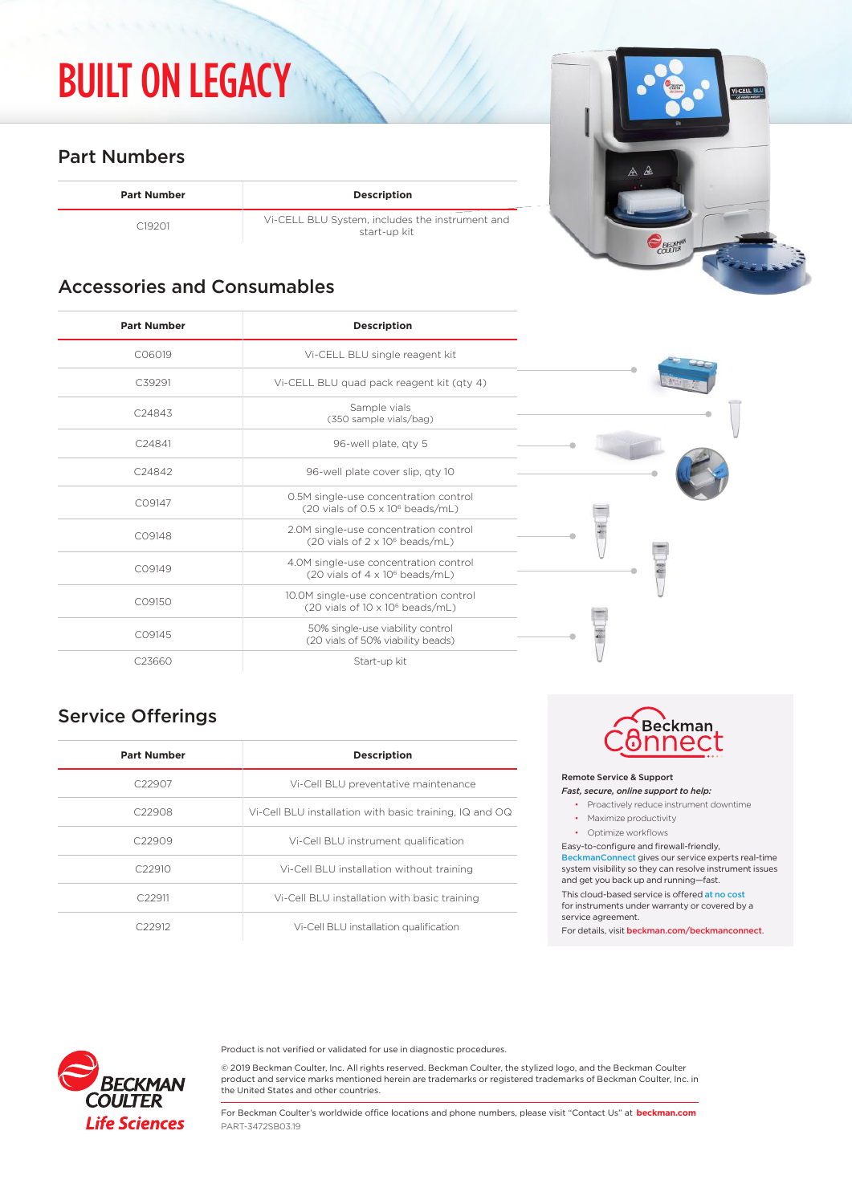# BUILT ON LEGACY

## Part Numbers

| Part Number | Description |
|---|---|
| C19201 | Vi-CELL BLU System, includes the instrument and start-up kit |

## Accessories and Consumables

| Part Number | Description |
|---|---|
| C06019 | Vi-CELL BLU single reagent kit |
| C39291 | Vi-CELL BLU quad pack reagent kit (qty 4) |
| C24843 | Sample vials (350 sample vials/bag) |
| C24841 | 96-well plate, qty 5 |
| C24842 | 96-well plate cover slip, qty 10 |
| C09147 | 0.5M single-use concentration control (20 vials of 0.5 x $10^6$ beads/mL) |
| C09148 | 2.0M single-use concentration control (20 vials of 2 x $10^6$ beads/mL) |
| C09149 | 4.0M single-use concentration control (20 vials of 4 x $10^6$ beads/mL) |
| C09150 | 10.0M single-use concentration control (20 vials of 10 x $10^6$ beads/mL) |
| C09145 | 50% single-use viability control (20 vials of 50% viability beads) |
| C23660 | Start-up kit |

## Service Offerings

| Part Number | Description |
|---|---|
| C22907 | Vi-Cell BLU preventative maintenance |
| C22908 | Vi-Cell BLU installation with basic training, IQ and OQ |
| C22909 | Vi-Cell BLU instrument qualification |
| C22910 | Vi-Cell BLU installation without training |
| C22911 | Vi-Cell BLU installation with basic training |
| C22912 | Vi-Cell BLU installation qualification |

Beckman Connect

**Remote Service & Support**

***Fast, secure, online support to help:***

- Proactively reduce instrument downtime
- Maximize productivity
- Optimize workflows

Easy-to-configure and firewall-friendly, BeckmanConnect gives our service experts real-time system visibility so they can resolve instrument issues and get you back up and running—fast.

This cloud-based service is offered at no cost for instruments under warranty or covered by a service agreement.

For details, visit beckman.com/beckmanconnect.

Product is not verified or validated for use in diagnostic procedures.

© 2019 Beckman Coulter, Inc. All rights reserved. Beckman Coulter, the stylized logo, and the Beckman Coulter product and service marks mentioned herein are trademarks or registered trademarks of Beckman Coulter, Inc. in the United States and other countries.

For Beckman Coulter's worldwide office locations and phone numbers, please visit "Contact Us" at **beckman.com**

PART-3472SB03.19

BECKMAN COULTER Life Sciences